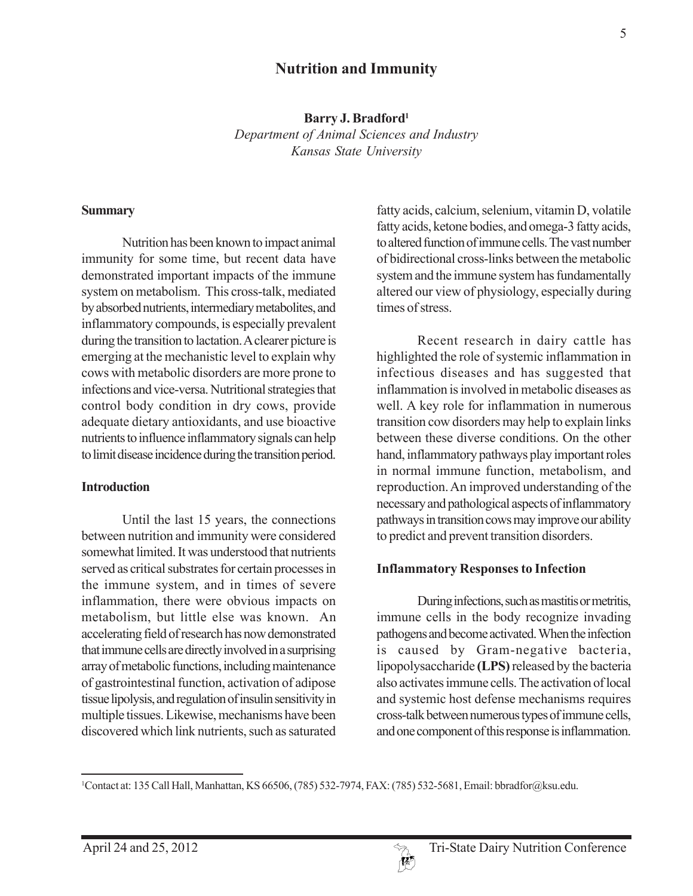# Nutrition and Immunity

**Barry J. Bradford[1]**
*Department of Animal Sciences and Industry*
*Kansas State University*

## Summary

Nutrition has been known to impact animal immunity for some time, but recent data have demonstrated important impacts of the immune system on metabolism. This cross-talk, mediated by absorbed nutrients, intermediary metabolites, and inflammatory compounds, is especially prevalent during the transition to lactation. A clearer picture is emerging at the mechanistic level to explain why cows with metabolic disorders are more prone to infections and vice-versa. Nutritional strategies that control body condition in dry cows, provide adequate dietary antioxidants, and use bioactive nutrients to influence inflammatory signals can help to limit disease incidence during the transition period.

## Introduction

Until the last 15 years, the connections between nutrition and immunity were considered somewhat limited. It was understood that nutrients served as critical substrates for certain processes in the immune system, and in times of severe inflammation, there were obvious impacts on metabolism, but little else was known. An accelerating field of research has now demonstrated that immune cells are directly involved in a surprising array of metabolic functions, including maintenance of gastrointestinal function, activation of adipose tissue lipolysis, and regulation of insulin sensitivity in multiple tissues. Likewise, mechanisms have been discovered which link nutrients, such as saturated fatty acids, calcium, selenium, vitamin D, volatile fatty acids, ketone bodies, and omega-3 fatty acids, to altered function of immune cells. The vast number of bidirectional cross-links between the metabolic system and the immune system has fundamentally altered our view of physiology, especially during times of stress.

Recent research in dairy cattle has highlighted the role of systemic inflammation in infectious diseases and has suggested that inflammation is involved in metabolic diseases as well. A key role for inflammation in numerous transition cow disorders may help to explain links between these diverse conditions. On the other hand, inflammatory pathways play important roles in normal immune function, metabolism, and reproduction. An improved understanding of the necessary and pathological aspects of inflammatory pathways in transition cows may improve our ability to predict and prevent transition disorders.

## Inflammatory Responses to Infection

During infections, such as mastitis or metritis, immune cells in the body recognize invading pathogens and become activated. When the infection is caused by Gram-negative bacteria, lipopolysaccharide **(LPS)** released by the bacteria also activates immune cells. The activation of local and systemic host defense mechanisms requires cross-talk between numerous types of immune cells, and one component of this response is inflammation.

---

[1]Contact at: 135 Call Hall, Manhattan, KS 66506, (785) 532-7974, FAX: (785) 532-5681, Email: bbradfor@ksu.edu.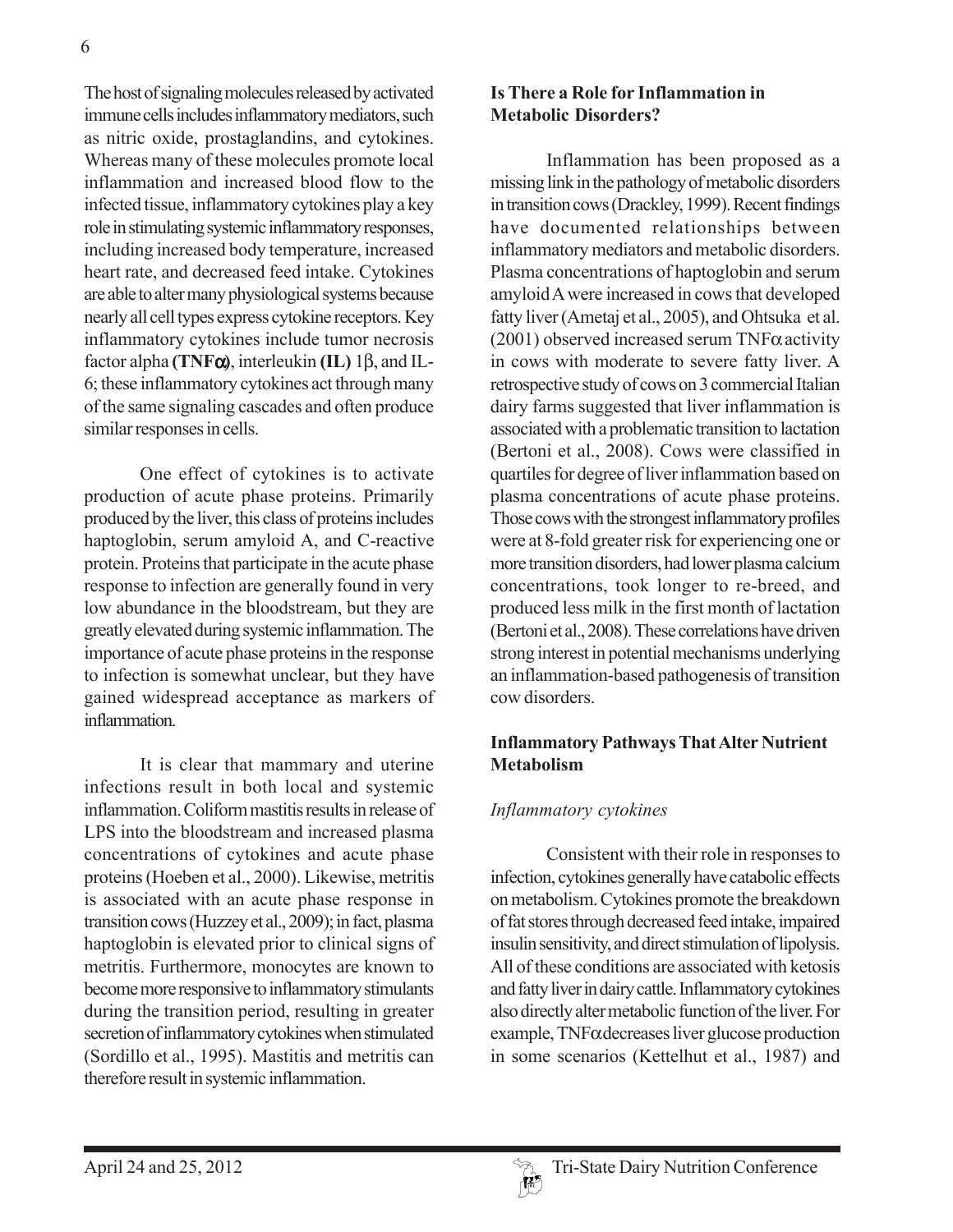The host of signaling molecules released by activated immune cells includes inflammatory mediators, such as nitric oxide, prostaglandins, and cytokines. Whereas many of these molecules promote local inflammation and increased blood flow to the infected tissue, inflammatory cytokines play a key role in stimulating systemic inflammatory responses, including increased body temperature, increased heart rate, and decreased feed intake. Cytokines are able to alter many physiological systems because nearly all cell types express cytokine receptors. Key inflammatory cytokines include tumor necrosis factor alpha **(TNF**$\alpha$**)**, interleukin **(IL)** 1$\beta$, and IL-6; these inflammatory cytokines act through many of the same signaling cascades and often produce similar responses in cells.

One effect of cytokines is to activate production of acute phase proteins. Primarily produced by the liver, this class of proteins includes haptoglobin, serum amyloid A, and C-reactive protein. Proteins that participate in the acute phase response to infection are generally found in very low abundance in the bloodstream, but they are greatly elevated during systemic inflammation. The importance of acute phase proteins in the response to infection is somewhat unclear, but they have gained widespread acceptance as markers of inflammation.

It is clear that mammary and uterine infections result in both local and systemic inflammation. Coliform mastitis results in release of LPS into the bloodstream and increased plasma concentrations of cytokines and acute phase proteins (Hoeben et al., 2000). Likewise, metritis is associated with an acute phase response in transition cows (Huzzey et al., 2009); in fact, plasma haptoglobin is elevated prior to clinical signs of metritis. Furthermore, monocytes are known to become more responsive to inflammatory stimulants during the transition period, resulting in greater secretion of inflammatory cytokines when stimulated (Sordillo et al., 1995). Mastitis and metritis can therefore result in systemic inflammation.

**Is There a Role for Inflammation in Metabolic Disorders?**

Inflammation has been proposed as a missing link in the pathology of metabolic disorders in transition cows (Drackley, 1999). Recent findings have documented relationships between inflammatory mediators and metabolic disorders. Plasma concentrations of haptoglobin and serum amyloid A were increased in cows that developed fatty liver (Ametaj et al., 2005), and Ohtsuka et al. (2001) observed increased serum TNF$\alpha$ activity in cows with moderate to severe fatty liver. A retrospective study of cows on 3 commercial Italian dairy farms suggested that liver inflammation is associated with a problematic transition to lactation (Bertoni et al., 2008). Cows were classified in quartiles for degree of liver inflammation based on plasma concentrations of acute phase proteins. Those cows with the strongest inflammatory profiles were at 8-fold greater risk for experiencing one or more transition disorders, had lower plasma calcium concentrations, took longer to re-breed, and produced less milk in the first month of lactation (Bertoni et al., 2008). These correlations have driven strong interest in potential mechanisms underlying an inflammation-based pathogenesis of transition cow disorders.

**Inflammatory Pathways That Alter Nutrient Metabolism**

*Inflammatory cytokines*

Consistent with their role in responses to infection, cytokines generally have catabolic effects on metabolism. Cytokines promote the breakdown of fat stores through decreased feed intake, impaired insulin sensitivity, and direct stimulation of lipolysis. All of these conditions are associated with ketosis and fatty liver in dairy cattle. Inflammatory cytokines also directly alter metabolic function of the liver. For example, TNF$\alpha$ decreases liver glucose production in some scenarios (Kettelhut et al., 1987) and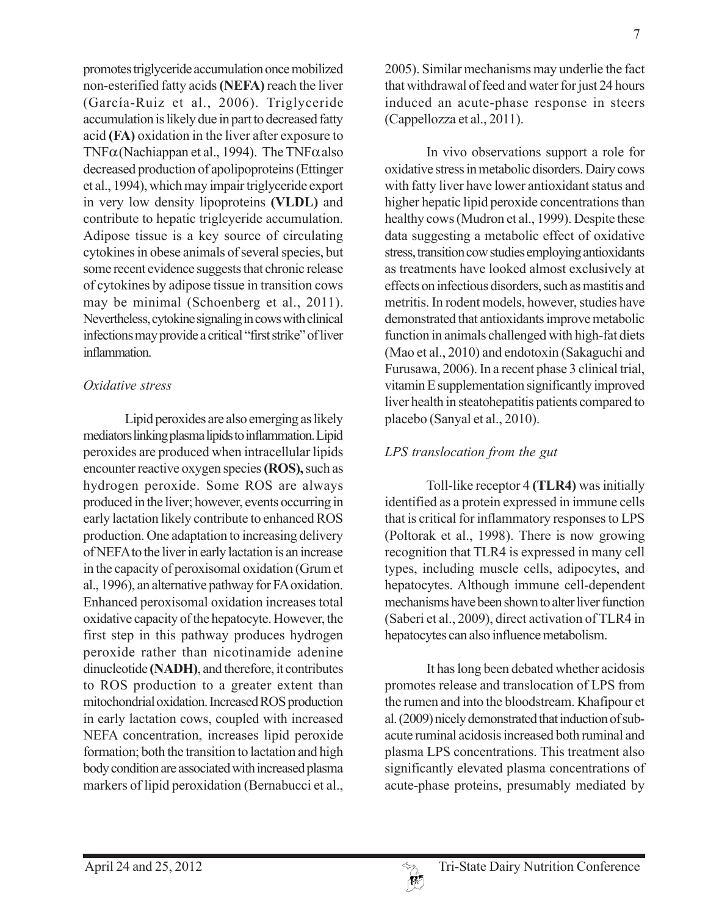promotes triglyceride accumulation once mobilized non-esterified fatty acids **(NEFA)** reach the liver (García-Ruiz et al., 2006). Triglyceride accumulation is likely due in part to decreased fatty acid **(FA)** oxidation in the liver after exposure to TNF$\alpha$ (Nachiappan et al., 1994). The TNF$\alpha$ also decreased production of apolipoproteins (Ettinger et al., 1994), which may impair triglyceride export in very low density lipoproteins **(VLDL)** and contribute to hepatic triglcyeride accumulation. Adipose tissue is a key source of circulating cytokines in obese animals of several species, but some recent evidence suggests that chronic release of cytokines by adipose tissue in transition cows may be minimal (Schoenberg et al., 2011). Nevertheless, cytokine signaling in cows with clinical infections may provide a critical "first strike" of liver inflammation.

*Oxidative stress*

Lipid peroxides are also emerging as likely mediators linking plasma lipids to inflammation. Lipid peroxides are produced when intracellular lipids encounter reactive oxygen species **(ROS),** such as hydrogen peroxide. Some ROS are always produced in the liver; however, events occurring in early lactation likely contribute to enhanced ROS production. One adaptation to increasing delivery of NEFA to the liver in early lactation is an increase in the capacity of peroxisomal oxidation (Grum et al., 1996), an alternative pathway for FA oxidation. Enhanced peroxisomal oxidation increases total oxidative capacity of the hepatocyte. However, the first step in this pathway produces hydrogen peroxide rather than nicotinamide adenine dinucleotide **(NADH)**, and therefore, it contributes to ROS production to a greater extent than mitochondrial oxidation. Increased ROS production in early lactation cows, coupled with increased NEFA concentration, increases lipid peroxide formation; both the transition to lactation and high body condition are associated with increased plasma markers of lipid peroxidation (Bernabucci et al., 2005). Similar mechanisms may underlie the fact that withdrawal of feed and water for just 24 hours induced an acute-phase response in steers (Cappellozza et al., 2011).

In vivo observations support a role for oxidative stress in metabolic disorders. Dairy cows with fatty liver have lower antioxidant status and higher hepatic lipid peroxide concentrations than healthy cows (Mudron et al., 1999). Despite these data suggesting a metabolic effect of oxidative stress, transition cow studies employing antioxidants as treatments have looked almost exclusively at effects on infectious disorders, such as mastitis and metritis. In rodent models, however, studies have demonstrated that antioxidants improve metabolic function in animals challenged with high-fat diets (Mao et al., 2010) and endotoxin (Sakaguchi and Furusawa, 2006). In a recent phase 3 clinical trial, vitamin E supplementation significantly improved liver health in steatohepatitis patients compared to placebo (Sanyal et al., 2010).

*LPS translocation from the gut*

Toll-like receptor 4 **(TLR4)** was initially identified as a protein expressed in immune cells that is critical for inflammatory responses to LPS (Poltorak et al., 1998). There is now growing recognition that TLR4 is expressed in many cell types, including muscle cells, adipocytes, and hepatocytes. Although immune cell-dependent mechanisms have been shown to alter liver function (Saberi et al., 2009), direct activation of TLR4 in hepatocytes can also influence metabolism.

It has long been debated whether acidosis promotes release and translocation of LPS from the rumen and into the bloodstream. Khafipour et al. (2009) nicely demonstrated that induction of sub-acute ruminal acidosis increased both ruminal and plasma LPS concentrations. This treatment also significantly elevated plasma concentrations of acute-phase proteins, presumably mediated by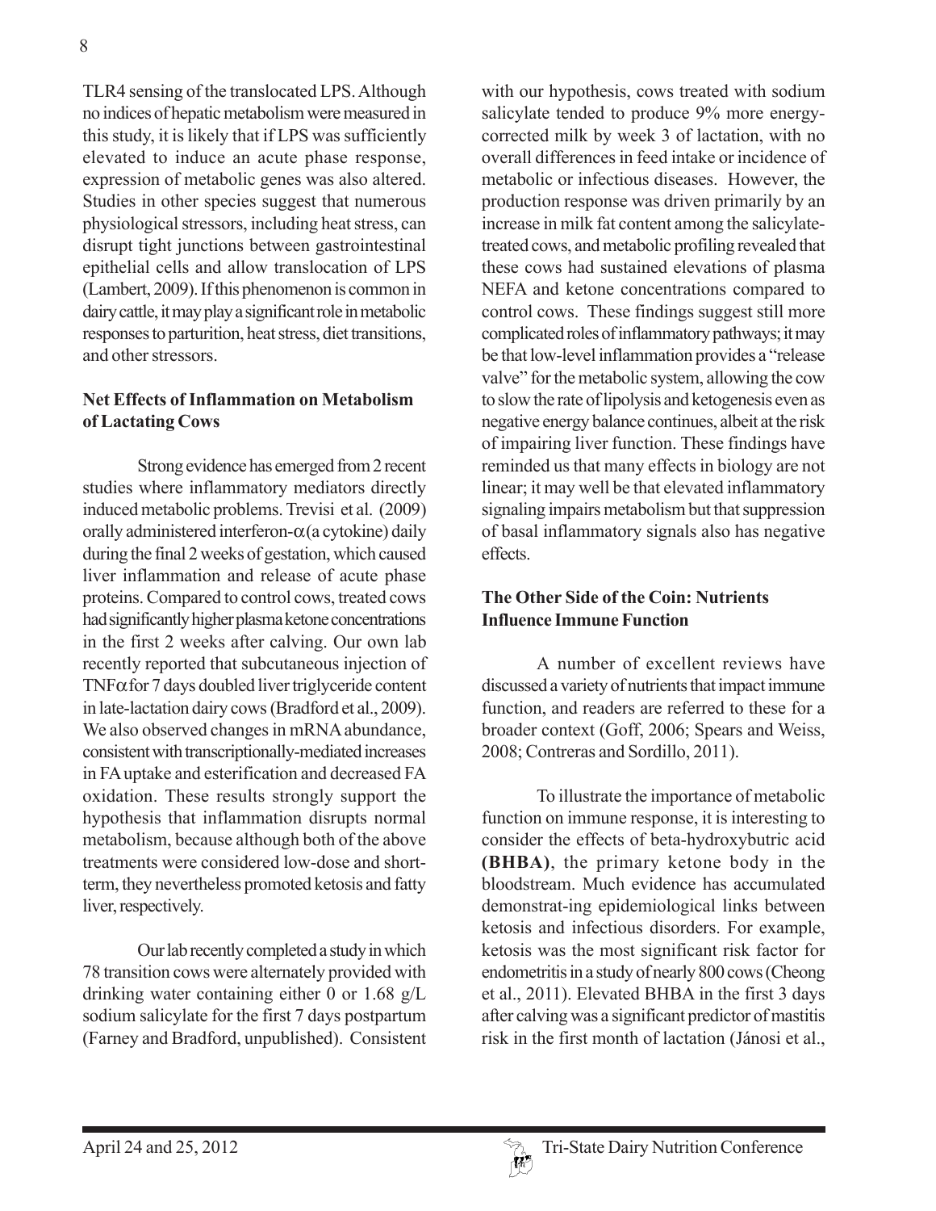TLR4 sensing of the translocated LPS. Although no indices of hepatic metabolism were measured in this study, it is likely that if LPS was sufficiently elevated to induce an acute phase response, expression of metabolic genes was also altered. Studies in other species suggest that numerous physiological stressors, including heat stress, can disrupt tight junctions between gastrointestinal epithelial cells and allow translocation of LPS (Lambert, 2009). If this phenomenon is common in dairy cattle, it may play a significant role in metabolic responses to parturition, heat stress, diet transitions, and other stressors.

### Net Effects of Inflammation on Metabolism of Lactating Cows

Strong evidence has emerged from 2 recent studies where inflammatory mediators directly induced metabolic problems. Trevisi et al. (2009) orally administered interferon-$\alpha$ (a cytokine) daily during the final 2 weeks of gestation, which caused liver inflammation and release of acute phase proteins. Compared to control cows, treated cows had significantly higher plasma ketone concentrations in the first 2 weeks after calving. Our own lab recently reported that subcutaneous injection of TNF$\alpha$ for 7 days doubled liver triglyceride content in late-lactation dairy cows (Bradford et al., 2009). We also observed changes in mRNA abundance, consistent with transcriptionally-mediated increases in FA uptake and esterification and decreased FA oxidation. These results strongly support the hypothesis that inflammation disrupts normal metabolism, because although both of the above treatments were considered low-dose and short-term, they nevertheless promoted ketosis and fatty liver, respectively.

Our lab recently completed a study in which 78 transition cows were alternately provided with drinking water containing either 0 or 1.68 g/L sodium salicylate for the first 7 days postpartum (Farney and Bradford, unpublished). Consistent with our hypothesis, cows treated with sodium salicylate tended to produce 9% more energy-corrected milk by week 3 of lactation, with no overall differences in feed intake or incidence of metabolic or infectious diseases. However, the production response was driven primarily by an increase in milk fat content among the salicylate-treated cows, and metabolic profiling revealed that these cows had sustained elevations of plasma NEFA and ketone concentrations compared to control cows. These findings suggest still more complicated roles of inflammatory pathways; it may be that low-level inflammation provides a "release valve" for the metabolic system, allowing the cow to slow the rate of lipolysis and ketogenesis even as negative energy balance continues, albeit at the risk of impairing liver function. These findings have reminded us that many effects in biology are not linear; it may well be that elevated inflammatory signaling impairs metabolism but that suppression of basal inflammatory signals also has negative effects.

### The Other Side of the Coin: Nutrients Influence Immune Function

A number of excellent reviews have discussed a variety of nutrients that impact immune function, and readers are referred to these for a broader context (Goff, 2006; Spears and Weiss, 2008; Contreras and Sordillo, 2011).

To illustrate the importance of metabolic function on immune response, it is interesting to consider the effects of beta-hydroxybutric acid **(BHBA)**, the primary ketone body in the bloodstream. Much evidence has accumulated demonstrat-ing epidemiological links between ketosis and infectious disorders. For example, ketosis was the most significant risk factor for endometritis in a study of nearly 800 cows (Cheong et al., 2011). Elevated BHBA in the first 3 days after calving was a significant predictor of mastitis risk in the first month of lactation (Jánosi et al.,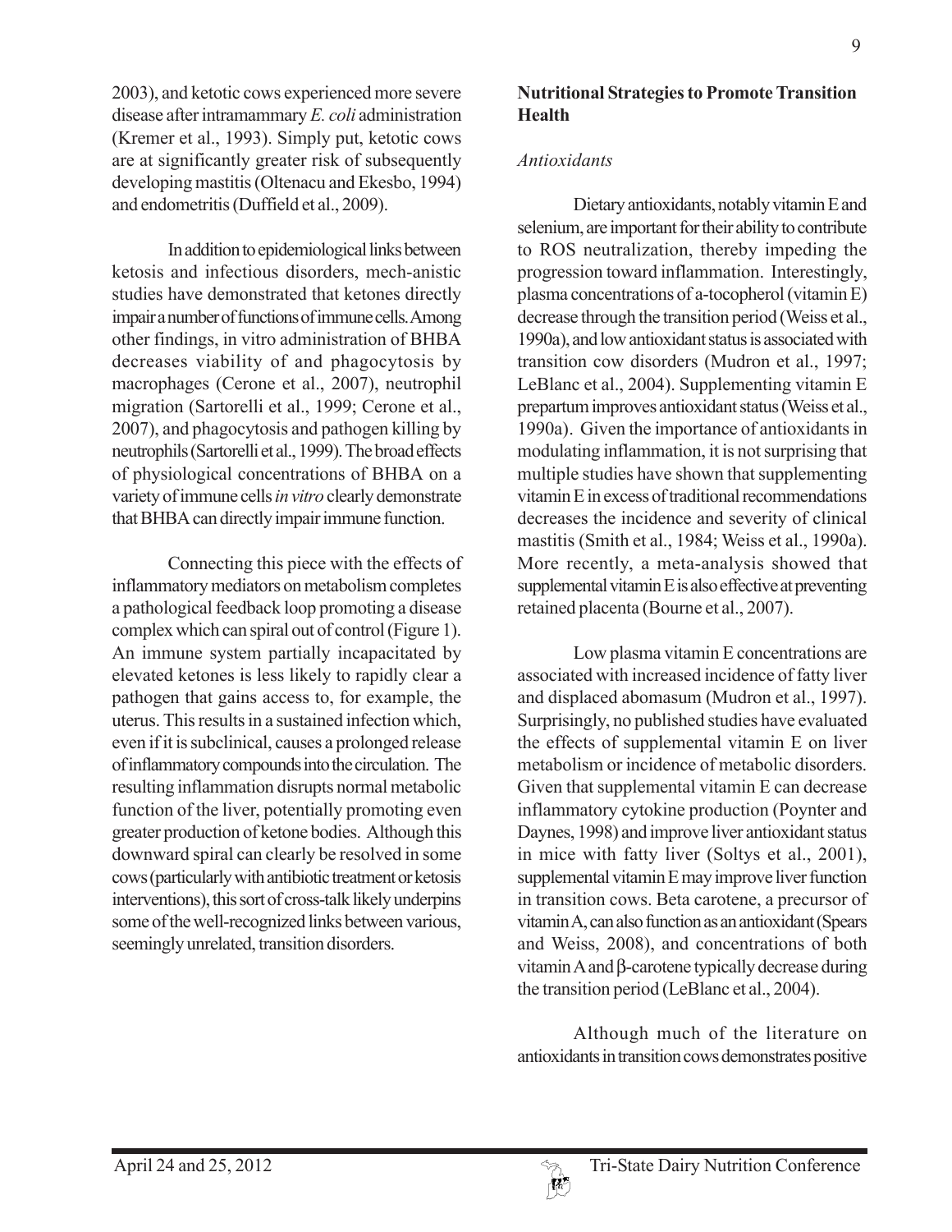2003), and ketotic cows experienced more severe disease after intramammary *E. coli* administration (Kremer et al., 1993). Simply put, ketotic cows are at significantly greater risk of subsequently developing mastitis (Oltenacu and Ekesbo, 1994) and endometritis (Duffield et al., 2009).

In addition to epidemiological links between ketosis and infectious disorders, mech-anistic studies have demonstrated that ketones directly impair a number of functions of immune cells. Among other findings, in vitro administration of BHBA decreases viability of and phagocytosis by macrophages (Cerone et al., 2007), neutrophil migration (Sartorelli et al., 1999; Cerone et al., 2007), and phagocytosis and pathogen killing by neutrophils (Sartorelli et al., 1999). The broad effects of physiological concentrations of BHBA on a variety of immune cells *in vitro* clearly demonstrate that BHBA can directly impair immune function.

Connecting this piece with the effects of inflammatory mediators on metabolism completes a pathological feedback loop promoting a disease complex which can spiral out of control (Figure 1). An immune system partially incapacitated by elevated ketones is less likely to rapidly clear a pathogen that gains access to, for example, the uterus. This results in a sustained infection which, even if it is subclinical, causes a prolonged release of inflammatory compounds into the circulation. The resulting inflammation disrupts normal metabolic function of the liver, potentially promoting even greater production of ketone bodies. Although this downward spiral can clearly be resolved in some cows (particularly with antibiotic treatment or ketosis interventions), this sort of cross-talk likely underpins some of the well-recognized links between various, seemingly unrelated, transition disorders.

## Nutritional Strategies to Promote Transition Health

### *Antioxidants*

Dietary antioxidants, notably vitamin E and selenium, are important for their ability to contribute to ROS neutralization, thereby impeding the progression toward inflammation. Interestingly, plasma concentrations of a-tocopherol (vitamin E) decrease through the transition period (Weiss et al., 1990a), and low antioxidant status is associated with transition cow disorders (Mudron et al., 1997; LeBlanc et al., 2004). Supplementing vitamin E prepartum improves antioxidant status (Weiss et al., 1990a). Given the importance of antioxidants in modulating inflammation, it is not surprising that multiple studies have shown that supplementing vitamin E in excess of traditional recommendations decreases the incidence and severity of clinical mastitis (Smith et al., 1984; Weiss et al., 1990a). More recently, a meta-analysis showed that supplemental vitamin E is also effective at preventing retained placenta (Bourne et al., 2007).

Low plasma vitamin E concentrations are associated with increased incidence of fatty liver and displaced abomasum (Mudron et al., 1997). Surprisingly, no published studies have evaluated the effects of supplemental vitamin E on liver metabolism or incidence of metabolic disorders. Given that supplemental vitamin E can decrease inflammatory cytokine production (Poynter and Daynes, 1998) and improve liver antioxidant status in mice with fatty liver (Soltys et al., 2001), supplemental vitamin E may improve liver function in transition cows. Beta carotene, a precursor of vitamin A, can also function as an antioxidant (Spears and Weiss, 2008), and concentrations of both vitamin A and $\beta$-carotene typically decrease during the transition period (LeBlanc et al., 2004).

Although much of the literature on antioxidants in transition cows demonstrates positive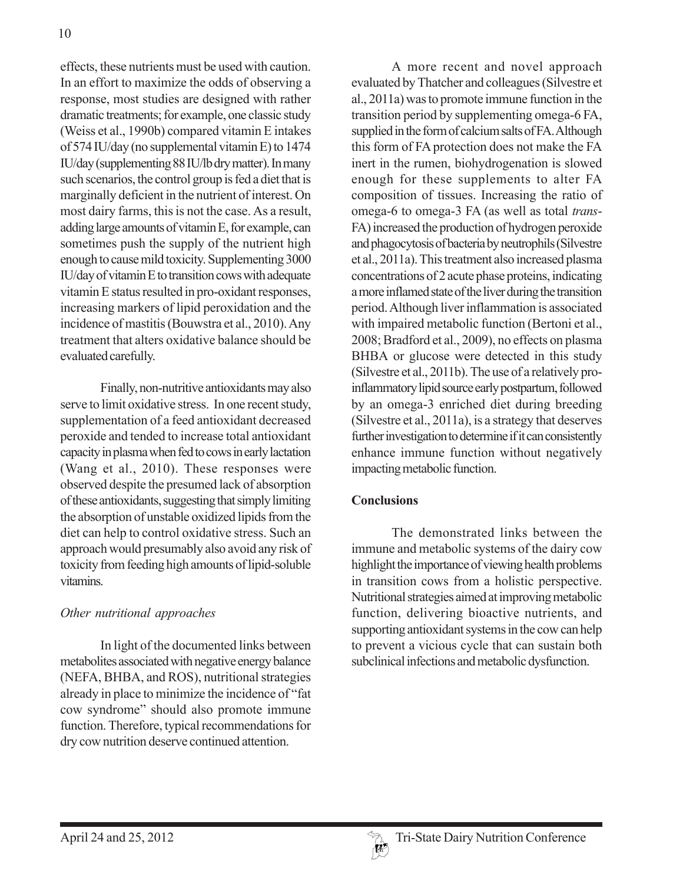effects, these nutrients must be used with caution. In an effort to maximize the odds of observing a response, most studies are designed with rather dramatic treatments; for example, one classic study (Weiss et al., 1990b) compared vitamin E intakes of 574 IU/day (no supplemental vitamin E) to 1474 IU/day (supplementing 88 IU/lb dry matter). In many such scenarios, the control group is fed a diet that is marginally deficient in the nutrient of interest. On most dairy farms, this is not the case. As a result, adding large amounts of vitamin E, for example, can sometimes push the supply of the nutrient high enough to cause mild toxicity. Supplementing 3000 IU/day of vitamin E to transition cows with adequate vitamin E status resulted in pro-oxidant responses, increasing markers of lipid peroxidation and the incidence of mastitis (Bouwstra et al., 2010). Any treatment that alters oxidative balance should be evaluated carefully.

Finally, non-nutritive antioxidants may also serve to limit oxidative stress. In one recent study, supplementation of a feed antioxidant decreased peroxide and tended to increase total antioxidant capacity in plasma when fed to cows in early lactation (Wang et al., 2010). These responses were observed despite the presumed lack of absorption of these antioxidants, suggesting that simply limiting the absorption of unstable oxidized lipids from the diet can help to control oxidative stress. Such an approach would presumably also avoid any risk of toxicity from feeding high amounts of lipid-soluble vitamins.

*Other nutritional approaches*

In light of the documented links between metabolites associated with negative energy balance (NEFA, BHBA, and ROS), nutritional strategies already in place to minimize the incidence of "fat cow syndrome" should also promote immune function. Therefore, typical recommendations for dry cow nutrition deserve continued attention.

A more recent and novel approach evaluated by Thatcher and colleagues (Silvestre et al., 2011a) was to promote immune function in the transition period by supplementing omega-6 FA, supplied in the form of calcium salts of FA. Although this form of FA protection does not make the FA inert in the rumen, biohydrogenation is slowed enough for these supplements to alter FA composition of tissues. Increasing the ratio of omega-6 to omega-3 FA (as well as total *trans*-FA) increased the production of hydrogen peroxide and phagocytosis of bacteria by neutrophils (Silvestre et al., 2011a). This treatment also increased plasma concentrations of 2 acute phase proteins, indicating a more inflamed state of the liver during the transition period. Although liver inflammation is associated with impaired metabolic function (Bertoni et al., 2008; Bradford et al., 2009), no effects on plasma BHBA or glucose were detected in this study (Silvestre et al., 2011b). The use of a relatively pro-inflammatory lipid source early postpartum, followed by an omega-3 enriched diet during breeding (Silvestre et al., 2011a), is a strategy that deserves further investigation to determine if it can consistently enhance immune function without negatively impacting metabolic function.

**Conclusions**

The demonstrated links between the immune and metabolic systems of the dairy cow highlight the importance of viewing health problems in transition cows from a holistic perspective. Nutritional strategies aimed at improving metabolic function, delivering bioactive nutrients, and supporting antioxidant systems in the cow can help to prevent a vicious cycle that can sustain both subclinical infections and metabolic dysfunction.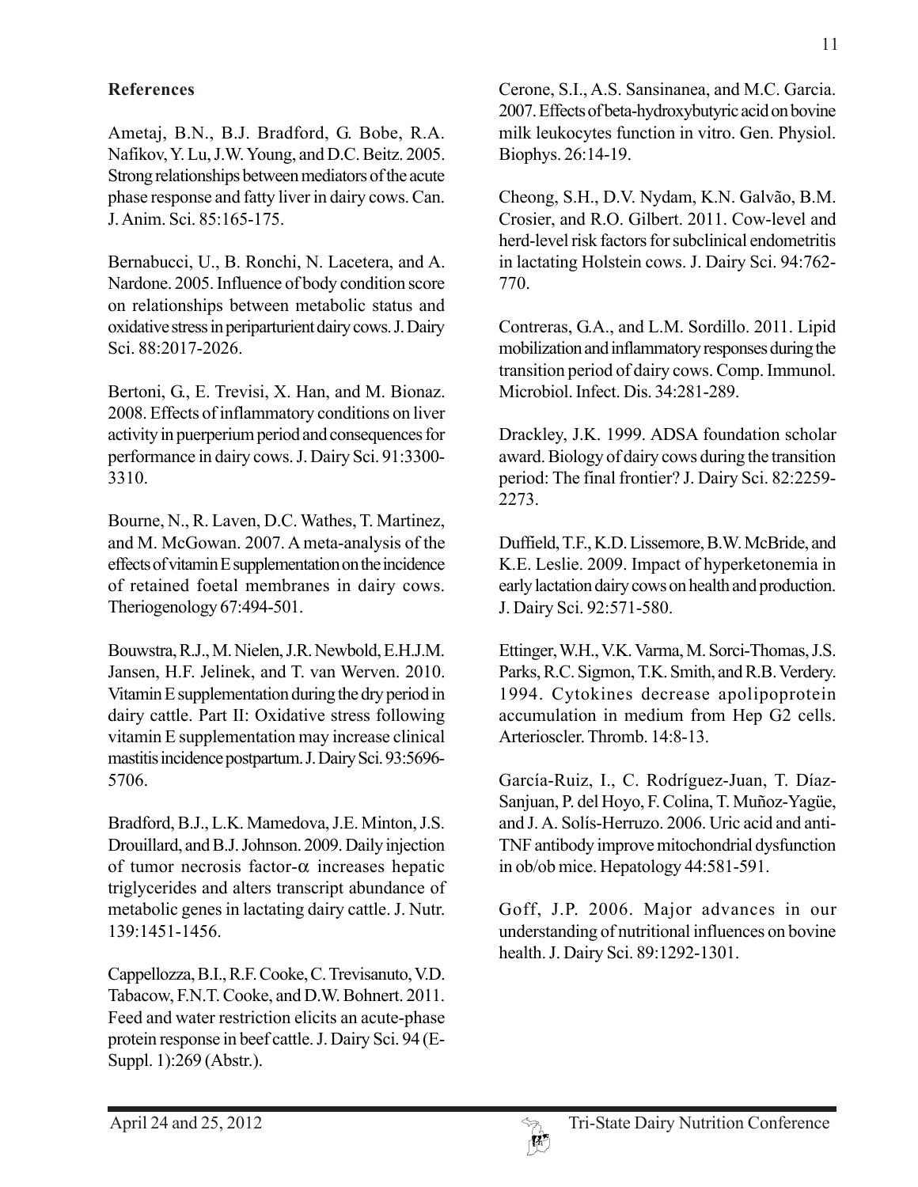## References

Ametaj, B.N., B.J. Bradford, G. Bobe, R.A. Nafikov, Y. Lu, J.W. Young, and D.C. Beitz. 2005. Strong relationships between mediators of the acute phase response and fatty liver in dairy cows. Can. J. Anim. Sci. 85:165-175.

Bernabucci, U., B. Ronchi, N. Lacetera, and A. Nardone. 2005. Influence of body condition score on relationships between metabolic status and oxidative stress in periparturient dairy cows. J. Dairy Sci. 88:2017-2026.

Bertoni, G., E. Trevisi, X. Han, and M. Bionaz. 2008. Effects of inflammatory conditions on liver activity in puerperium period and consequences for performance in dairy cows. J. Dairy Sci. 91:3300-3310.

Bourne, N., R. Laven, D.C. Wathes, T. Martinez, and M. McGowan. 2007. A meta-analysis of the effects of vitamin E supplementation on the incidence of retained foetal membranes in dairy cows. Theriogenology 67:494-501.

Bouwstra, R.J., M. Nielen, J.R. Newbold, E.H.J.M. Jansen, H.F. Jelinek, and T. van Werven. 2010. Vitamin E supplementation during the dry period in dairy cattle. Part II: Oxidative stress following vitamin E supplementation may increase clinical mastitis incidence postpartum. J. Dairy Sci. 93:5696-5706.

Bradford, B.J., L.K. Mamedova, J.E. Minton, J.S. Drouillard, and B.J. Johnson. 2009. Daily injection of tumor necrosis factor-$\alpha$ increases hepatic triglycerides and alters transcript abundance of metabolic genes in lactating dairy cattle. J. Nutr. 139:1451-1456.

Cappellozza, B.I., R.F. Cooke, C. Trevisanuto, V.D. Tabacow, F.N.T. Cooke, and D.W. Bohnert. 2011. Feed and water restriction elicits an acute-phase protein response in beef cattle. J. Dairy Sci. 94 (E-Suppl. 1):269 (Abstr.).

Cerone, S.I., A.S. Sansinanea, and M.C. Garcia. 2007. Effects of beta-hydroxybutyric acid on bovine milk leukocytes function in vitro. Gen. Physiol. Biophys. 26:14-19.

Cheong, S.H., D.V. Nydam, K.N. Galvão, B.M. Crosier, and R.O. Gilbert. 2011. Cow-level and herd-level risk factors for subclinical endometritis in lactating Holstein cows. J. Dairy Sci. 94:762-770.

Contreras, G.A., and L.M. Sordillo. 2011. Lipid mobilization and inflammatory responses during the transition period of dairy cows. Comp. Immunol. Microbiol. Infect. Dis. 34:281-289.

Drackley, J.K. 1999. ADSA foundation scholar award. Biology of dairy cows during the transition period: The final frontier? J. Dairy Sci. 82:2259-2273.

Duffield, T.F., K.D. Lissemore, B.W. McBride, and K.E. Leslie. 2009. Impact of hyperketonemia in early lactation dairy cows on health and production. J. Dairy Sci. 92:571-580.

Ettinger, W.H., V.K. Varma, M. Sorci-Thomas, J.S. Parks, R.C. Sigmon, T.K. Smith, and R.B. Verdery. 1994. Cytokines decrease apolipoprotein accumulation in medium from Hep G2 cells. Arterioscler. Thromb. 14:8-13.

García-Ruiz, I., C. Rodríguez-Juan, T. Díaz-Sanjuan, P. del Hoyo, F. Colina, T. Muñoz-Yagüe, and J. A. Solís-Herruzo. 2006. Uric acid and anti-TNF antibody improve mitochondrial dysfunction in ob/ob mice. Hepatology 44:581-591.

Goff, J.P. 2006. Major advances in our understanding of nutritional influences on bovine health. J. Dairy Sci. 89:1292-1301.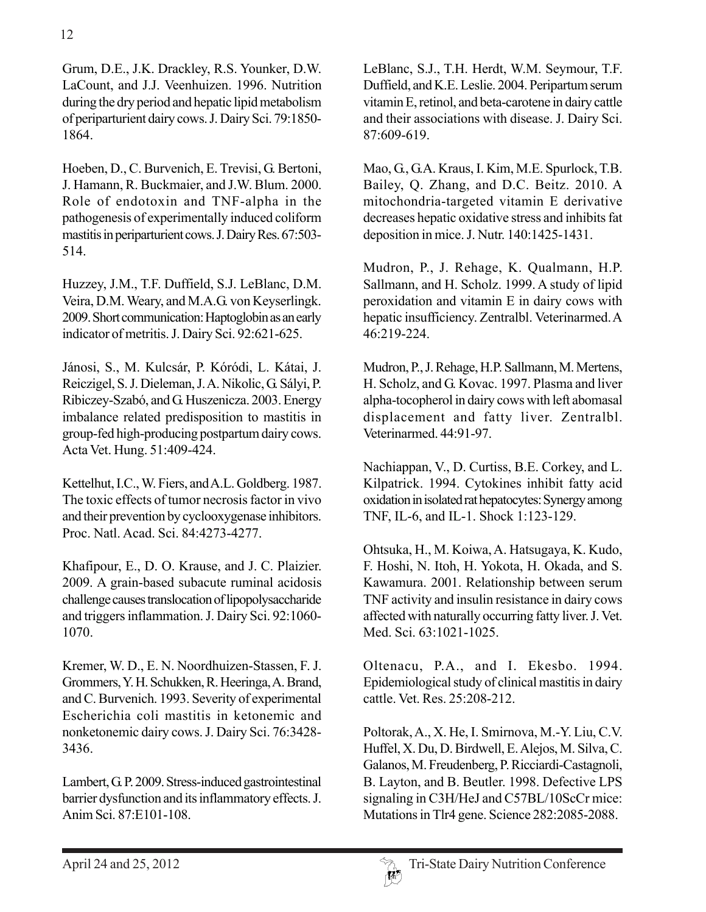Grum, D.E., J.K. Drackley, R.S. Younker, D.W. LaCount, and J.J. Veenhuizen. 1996. Nutrition during the dry period and hepatic lipid metabolism of periparturient dairy cows. J. Dairy Sci. 79:1850-1864.

Hoeben, D., C. Burvenich, E. Trevisi, G. Bertoni, J. Hamann, R. Buckmaier, and J.W. Blum. 2000. Role of endotoxin and TNF-alpha in the pathogenesis of experimentally induced coliform mastitis in periparturient cows. J. Dairy Res. 67:503-514.

Huzzey, J.M., T.F. Duffield, S.J. LeBlanc, D.M. Veira, D.M. Weary, and M.A.G. von Keyserlingk. 2009. Short communication: Haptoglobin as an early indicator of metritis. J. Dairy Sci. 92:621-625.

Jánosi, S., M. Kulcsár, P. Kóródi, L. Kátai, J. Reiczigel, S. J. Dieleman, J. A. Nikolic, G. Sályi, P. Ribiczey-Szabó, and G. Huszenicza. 2003. Energy imbalance related predisposition to mastitis in group-fed high-producing postpartum dairy cows. Acta Vet. Hung. 51:409-424.

Kettelhut, I.C., W. Fiers, and A.L. Goldberg. 1987. The toxic effects of tumor necrosis factor in vivo and their prevention by cyclooxygenase inhibitors. Proc. Natl. Acad. Sci. 84:4273-4277.

Khafipour, E., D. O. Krause, and J. C. Plaizier. 2009. A grain-based subacute ruminal acidosis challenge causes translocation of lipopolysaccharide and triggers inflammation. J. Dairy Sci. 92:1060-1070.

Kremer, W. D., E. N. Noordhuizen-Stassen, F. J. Grommers, Y. H. Schukken, R. Heeringa, A. Brand, and C. Burvenich. 1993. Severity of experimental Escherichia coli mastitis in ketonemic and nonketonemic dairy cows. J. Dairy Sci. 76:3428-3436.

Lambert, G. P. 2009. Stress-induced gastrointestinal barrier dysfunction and its inflammatory effects. J. Anim Sci. 87:E101-108.

LeBlanc, S.J., T.H. Herdt, W.M. Seymour, T.F. Duffield, and K.E. Leslie. 2004. Peripartum serum vitamin E, retinol, and beta-carotene in dairy cattle and their associations with disease. J. Dairy Sci. 87:609-619.

Mao, G., G.A. Kraus, I. Kim, M.E. Spurlock, T.B. Bailey, Q. Zhang, and D.C. Beitz. 2010. A mitochondria-targeted vitamin E derivative decreases hepatic oxidative stress and inhibits fat deposition in mice. J. Nutr. 140:1425-1431.

Mudron, P., J. Rehage, K. Qualmann, H.P. Sallmann, and H. Scholz. 1999. A study of lipid peroxidation and vitamin E in dairy cows with hepatic insufficiency. Zentralbl. Veterinarmed. A 46:219-224.

Mudron, P., J. Rehage, H.P. Sallmann, M. Mertens, H. Scholz, and G. Kovac. 1997. Plasma and liver alpha-tocopherol in dairy cows with left abomasal displacement and fatty liver. Zentralbl. Veterinarmed. 44:91-97.

Nachiappan, V., D. Curtiss, B.E. Corkey, and L. Kilpatrick. 1994. Cytokines inhibit fatty acid oxidation in isolated rat hepatocytes: Synergy among TNF, IL-6, and IL-1. Shock 1:123-129.

Ohtsuka, H., M. Koiwa, A. Hatsugaya, K. Kudo, F. Hoshi, N. Itoh, H. Yokota, H. Okada, and S. Kawamura. 2001. Relationship between serum TNF activity and insulin resistance in dairy cows affected with naturally occurring fatty liver. J. Vet. Med. Sci. 63:1021-1025.

Oltenacu, P.A., and I. Ekesbo. 1994. Epidemiological study of clinical mastitis in dairy cattle. Vet. Res. 25:208-212.

Poltorak, A., X. He, I. Smirnova, M.-Y. Liu, C.V. Huffel, X. Du, D. Birdwell, E. Alejos, M. Silva, C. Galanos, M. Freudenberg, P. Ricciardi-Castagnoli, B. Layton, and B. Beutler. 1998. Defective LPS signaling in C3H/HeJ and C57BL/10ScCr mice: Mutations in Tlr4 gene. Science 282:2085-2088.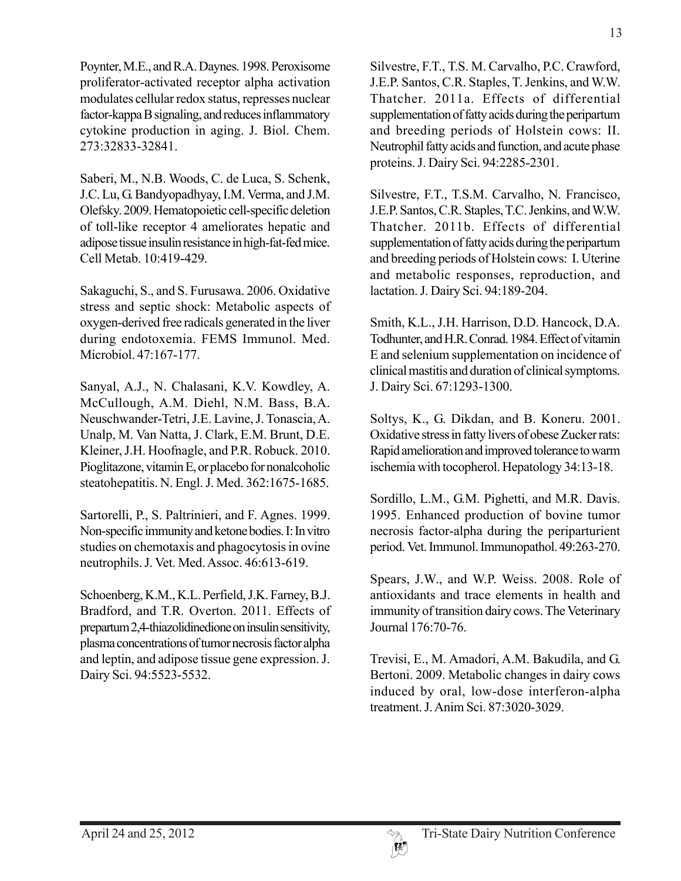Poynter, M.E., and R.A. Daynes. 1998. Peroxisome proliferator-activated receptor alpha activation modulates cellular redox status, represses nuclear factor-kappa B signaling, and reduces inflammatory cytokine production in aging. J. Biol. Chem. 273:32833-32841.

Saberi, M., N.B. Woods, C. de Luca, S. Schenk, J.C. Lu, G. Bandyopadhyay, I.M. Verma, and J.M. Olefsky. 2009. Hematopoietic cell-specific deletion of toll-like receptor 4 ameliorates hepatic and adipose tissue insulin resistance in high-fat-fed mice. Cell Metab. 10:419-429.

Sakaguchi, S., and S. Furusawa. 2006. Oxidative stress and septic shock: Metabolic aspects of oxygen-derived free radicals generated in the liver during endotoxemia. FEMS Immunol. Med. Microbiol. 47:167-177.

Sanyal, A.J., N. Chalasani, K.V. Kowdley, A. McCullough, A.M. Diehl, N.M. Bass, B.A. Neuschwander-Tetri, J.E. Lavine, J. Tonascia, A. Unalp, M. Van Natta, J. Clark, E.M. Brunt, D.E. Kleiner, J.H. Hoofnagle, and P.R. Robuck. 2010. Pioglitazone, vitamin E, or placebo for nonalcoholic steatohepatitis. N. Engl. J. Med. 362:1675-1685.

Sartorelli, P., S. Paltrinieri, and F. Agnes. 1999. Non-specific immunity and ketone bodies. I: In vitro studies on chemotaxis and phagocytosis in ovine neutrophils. J. Vet. Med. Assoc. 46:613-619.

Schoenberg, K.M., K.L. Perfield, J.K. Farney, B.J. Bradford, and T.R. Overton. 2011. Effects of prepartum 2,4-thiazolidinedione on insulin sensitivity, plasma concentrations of tumor necrosis factor alpha and leptin, and adipose tissue gene expression. J. Dairy Sci. 94:5523-5532.

Silvestre, F.T., T.S. M. Carvalho, P.C. Crawford, J.E.P. Santos, C.R. Staples, T. Jenkins, and W.W. Thatcher. 2011a. Effects of differential supplementation of fatty acids during the peripartum and breeding periods of Holstein cows: II. Neutrophil fatty acids and function, and acute phase proteins. J. Dairy Sci. 94:2285-2301.

Silvestre, F.T., T.S.M. Carvalho, N. Francisco, J.E.P. Santos, C.R. Staples, T.C. Jenkins, and W.W. Thatcher. 2011b. Effects of differential supplementation of fatty acids during the peripartum and breeding periods of Holstein cows: I. Uterine and metabolic responses, reproduction, and lactation. J. Dairy Sci. 94:189-204.

Smith, K.L., J.H. Harrison, D.D. Hancock, D.A. Todhunter, and H.R. Conrad. 1984. Effect of vitamin E and selenium supplementation on incidence of clinical mastitis and duration of clinical symptoms. J. Dairy Sci. 67:1293-1300.

Soltys, K., G. Dikdan, and B. Koneru. 2001. Oxidative stress in fatty livers of obese Zucker rats: Rapid amelioration and improved tolerance to warm ischemia with tocopherol. Hepatology 34:13-18.

Sordillo, L.M., G.M. Pighetti, and M.R. Davis. 1995. Enhanced production of bovine tumor necrosis factor-alpha during the periparturient period. Vet. Immunol. Immunopathol. 49:263-270.

Spears, J.W., and W.P. Weiss. 2008. Role of antioxidants and trace elements in health and immunity of transition dairy cows. The Veterinary Journal 176:70-76.

Trevisi, E., M. Amadori, A.M. Bakudila, and G. Bertoni. 2009. Metabolic changes in dairy cows induced by oral, low-dose interferon-alpha treatment. J. Anim Sci. 87:3020-3029.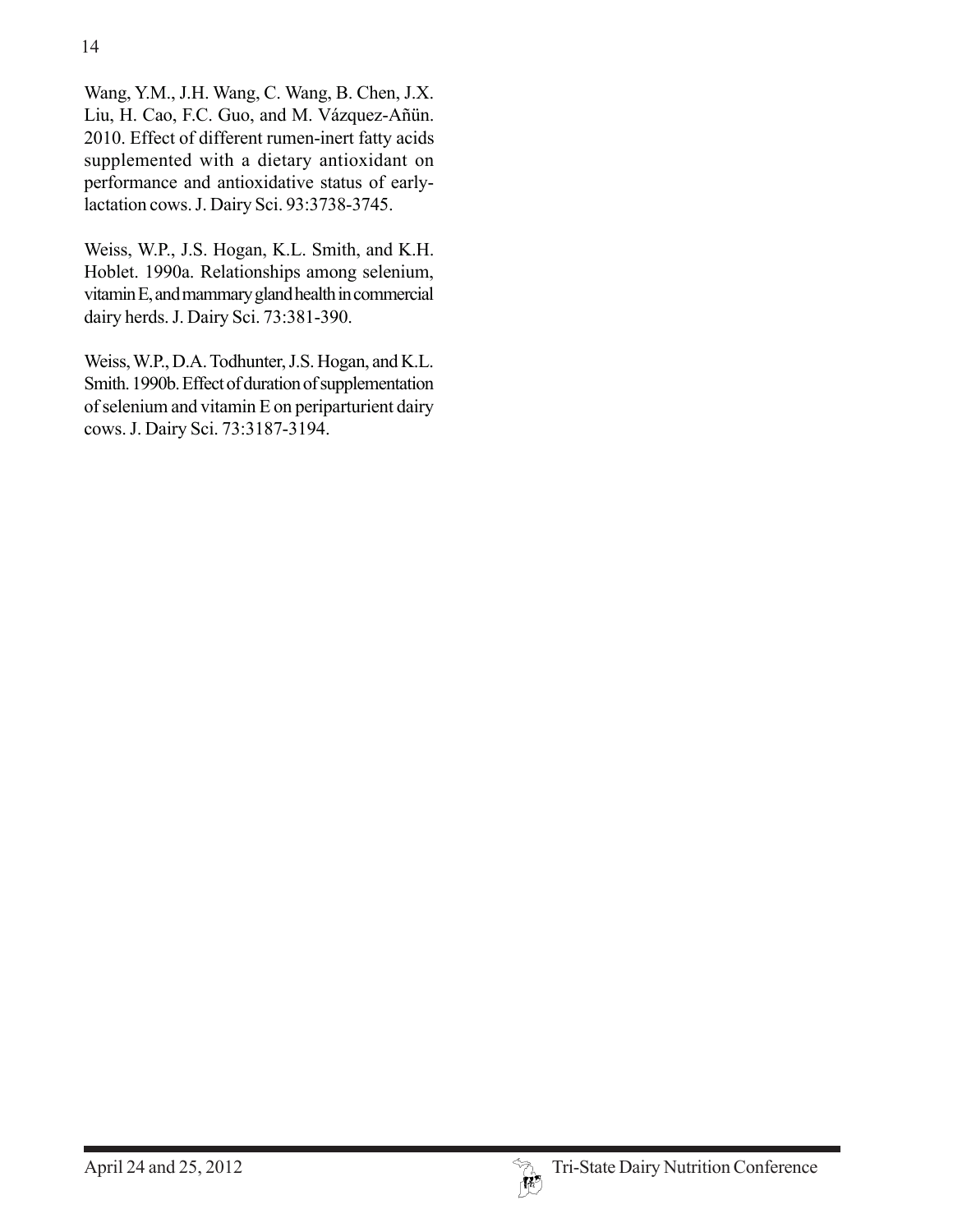Wang, Y.M., J.H. Wang, C. Wang, B. Chen, J.X. Liu, H. Cao, F.C. Guo, and M. Vázquez-Añün. 2010. Effect of different rumen-inert fatty acids supplemented with a dietary antioxidant on performance and antioxidative status of early-lactation cows. J. Dairy Sci. 93:3738-3745.

Weiss, W.P., J.S. Hogan, K.L. Smith, and K.H. Hoblet. 1990a. Relationships among selenium, vitamin E, and mammary gland health in commercial dairy herds. J. Dairy Sci. 73:381-390.

Weiss, W.P., D.A. Todhunter, J.S. Hogan, and K.L. Smith. 1990b. Effect of duration of supplementation of selenium and vitamin E on periparturient dairy cows. J. Dairy Sci. 73:3187-3194.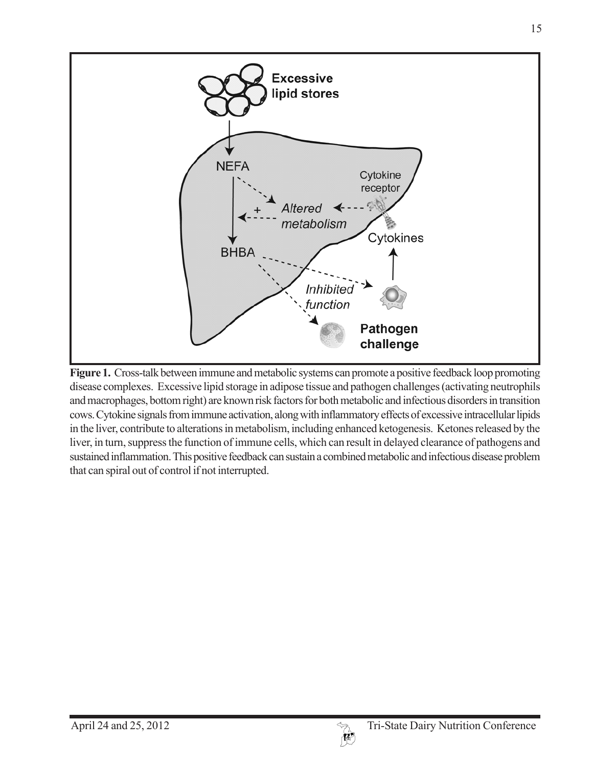Excessive lipid stores

NEFA

Cytokine receptor

+

Altered metabolism

BHBA

Cytokines

Inhibited function

Pathogen challenge

**Figure 1.** Cross-talk between immune and metabolic systems can promote a positive feedback loop promoting disease complexes. Excessive lipid storage in adipose tissue and pathogen challenges (activating neutrophils and macrophages, bottom right) are known risk factors for both metabolic and infectious disorders in transition cows. Cytokine signals from immune activation, along with inflammatory effects of excessive intracellular lipids in the liver, contribute to alterations in metabolism, including enhanced ketogenesis. Ketones released by the liver, in turn, suppress the function of immune cells, which can result in delayed clearance of pathogens and sustained inflammation. This positive feedback can sustain a combined metabolic and infectious disease problem that can spiral out of control if not interrupted.